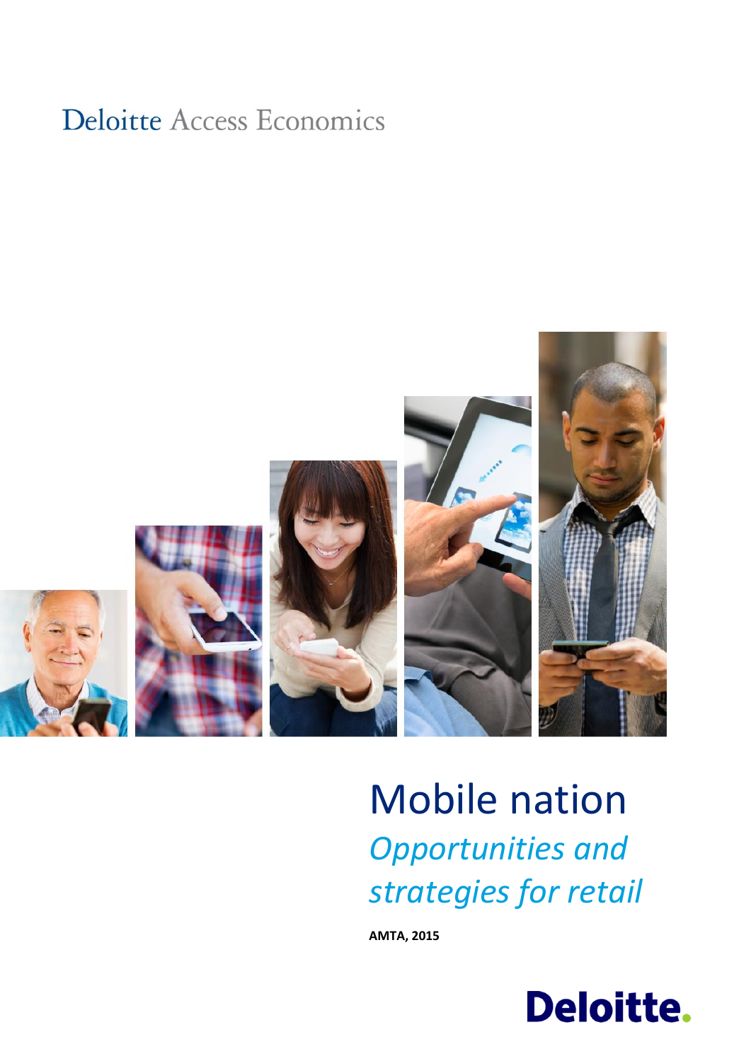Deloitte Access Economics

# Mobile nation

## *Opportunities and strategies for retail*

**AMTA, 2015**

Deloitte.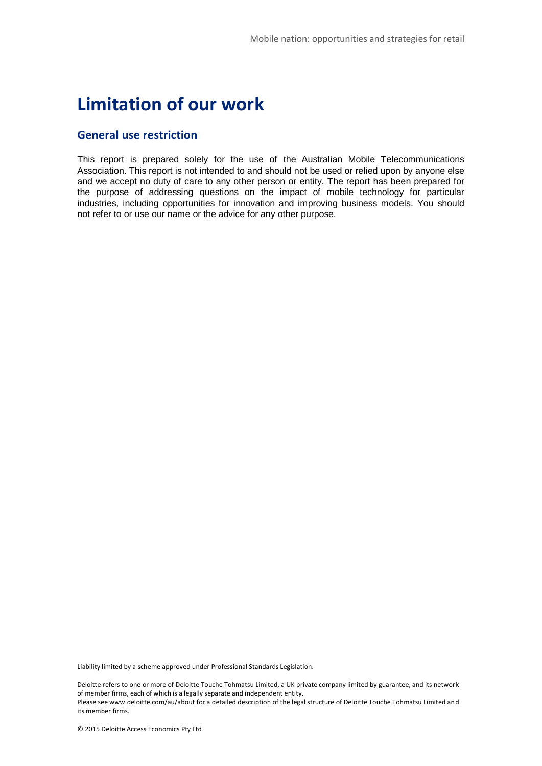# Limitation of our work

## General use restriction

This report is prepared solely for the use of the Australian Mobile Telecommunications Association. This report is not intended to and should not be used or relied upon by anyone else and we accept no duty of care to any other person or entity. The report has been prepared for the purpose of addressing questions on the impact of mobile technology for particular industries, including opportunities for innovation and improving business models. You should not refer to or use our name or the advice for any other purpose.

Liability limited by a scheme approved under Professional Standards Legislation.

Deloitte refers to one or more of Deloitte Touche Tohmatsu Limited, a UK private company limited by guarantee, and its network of member firms, each of which is a legally separate and independent entity.
Please see www.deloitte.com/au/about for a detailed description of the legal structure of Deloitte Touche Tohmatsu Limited and its member firms.

© 2015 Deloitte Access Economics Pty Ltd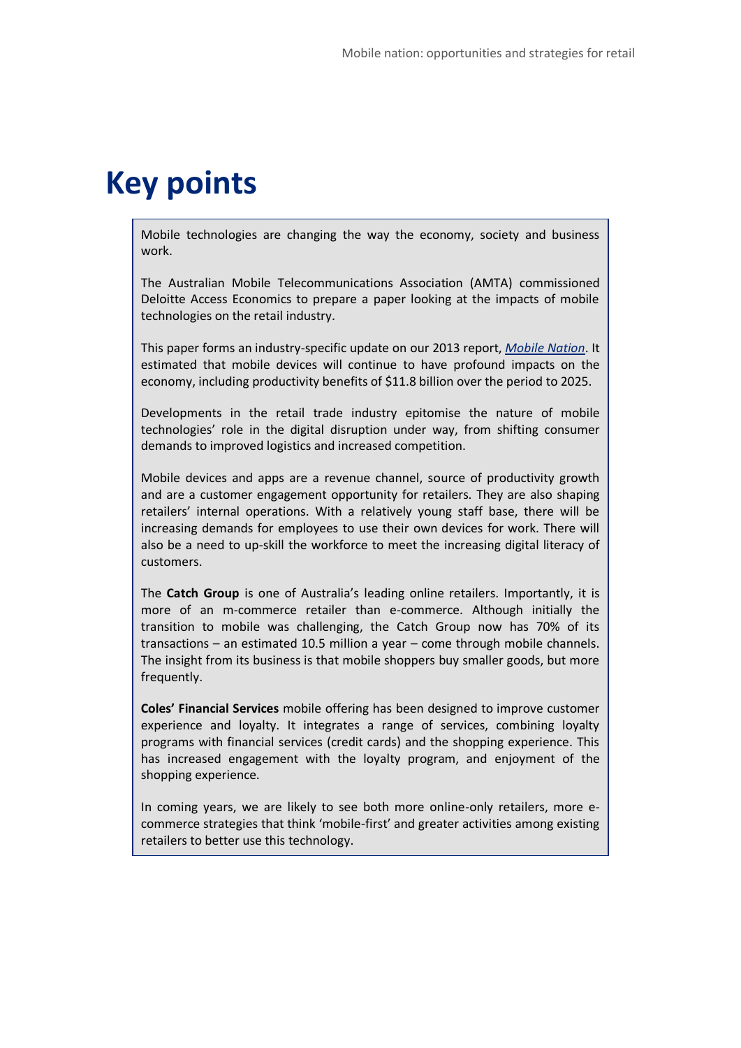# Key points

Mobile technologies are changing the way the economy, society and business work.

The Australian Mobile Telecommunications Association (AMTA) commissioned Deloitte Access Economics to prepare a paper looking at the impacts of mobile technologies on the retail industry.

This paper forms an industry-specific update on our 2013 report, *Mobile Nation*. It estimated that mobile devices will continue to have profound impacts on the economy, including productivity benefits of $11.8 billion over the period to 2025.

Developments in the retail trade industry epitomise the nature of mobile technologies' role in the digital disruption under way, from shifting consumer demands to improved logistics and increased competition.

Mobile devices and apps are a revenue channel, source of productivity growth and are a customer engagement opportunity for retailers. They are also shaping retailers' internal operations. With a relatively young staff base, there will be increasing demands for employees to use their own devices for work. There will also be a need to up-skill the workforce to meet the increasing digital literacy of customers.

The **Catch Group** is one of Australia's leading online retailers. Importantly, it is more of an m-commerce retailer than e-commerce. Although initially the transition to mobile was challenging, the Catch Group now has 70% of its transactions – an estimated 10.5 million a year – come through mobile channels. The insight from its business is that mobile shoppers buy smaller goods, but more frequently.

**Coles' Financial Services** mobile offering has been designed to improve customer experience and loyalty. It integrates a range of services, combining loyalty programs with financial services (credit cards) and the shopping experience. This has increased engagement with the loyalty program, and enjoyment of the shopping experience.

In coming years, we are likely to see both more online-only retailers, more e-commerce strategies that think 'mobile-first' and greater activities among existing retailers to better use this technology.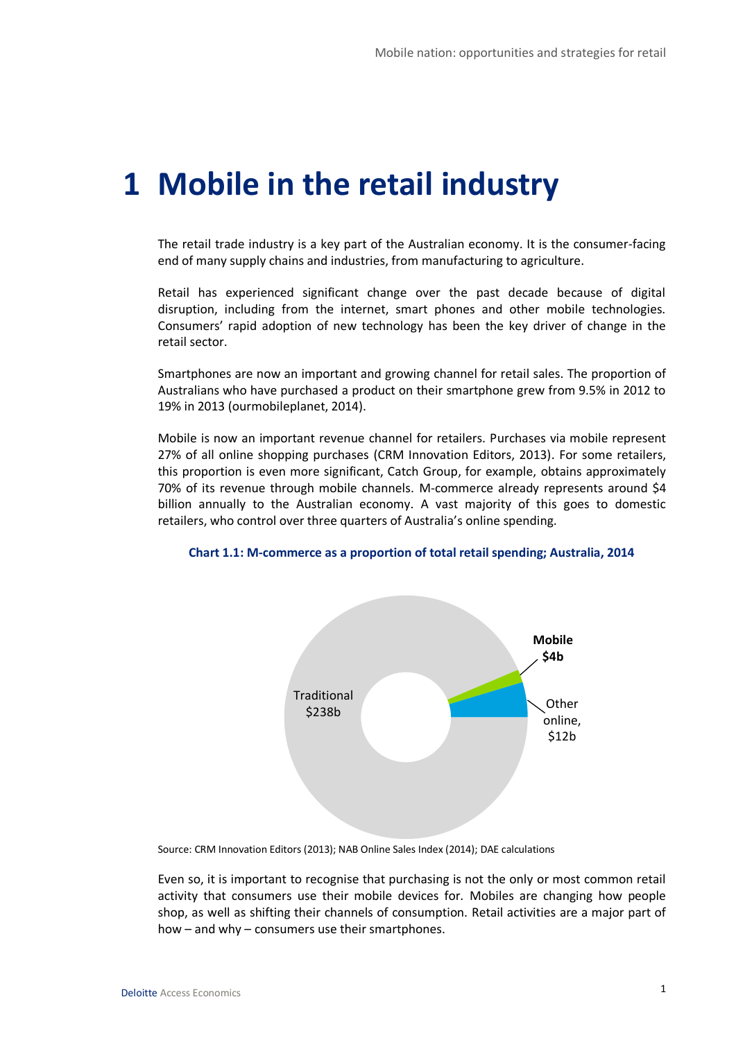# 1 Mobile in the retail industry

The retail trade industry is a key part of the Australian economy. It is the consumer-facing end of many supply chains and industries, from manufacturing to agriculture.

Retail has experienced significant change over the past decade because of digital disruption, including from the internet, smart phones and other mobile technologies. Consumers' rapid adoption of new technology has been the key driver of change in the retail sector.

Smartphones are now an important and growing channel for retail sales. The proportion of Australians who have purchased a product on their smartphone grew from 9.5% in 2012 to 19% in 2013 (ourmobileplanet, 2014).

Mobile is now an important revenue channel for retailers. Purchases via mobile represent 27% of all online shopping purchases (CRM Innovation Editors, 2013). For some retailers, this proportion is even more significant, Catch Group, for example, obtains approximately 70% of its revenue through mobile channels. M-commerce already represents around $4 billion annually to the Australian economy. A vast majority of this goes to domestic retailers, who control over three quarters of Australia's online spending.

**Chart 1.1: M-commerce as a proportion of total retail spending; Australia, 2014**

| Channel | Spending |
|---|---|
| Traditional | $238b |
| Mobile | $4b |
| Other online | $12b |

Source: CRM Innovation Editors (2013); NAB Online Sales Index (2014); DAE calculations

Even so, it is important to recognise that purchasing is not the only or most common retail activity that consumers use their mobile devices for. Mobiles are changing how people shop, as well as shifting their channels of consumption. Retail activities are a major part of how – and why – consumers use their smartphones.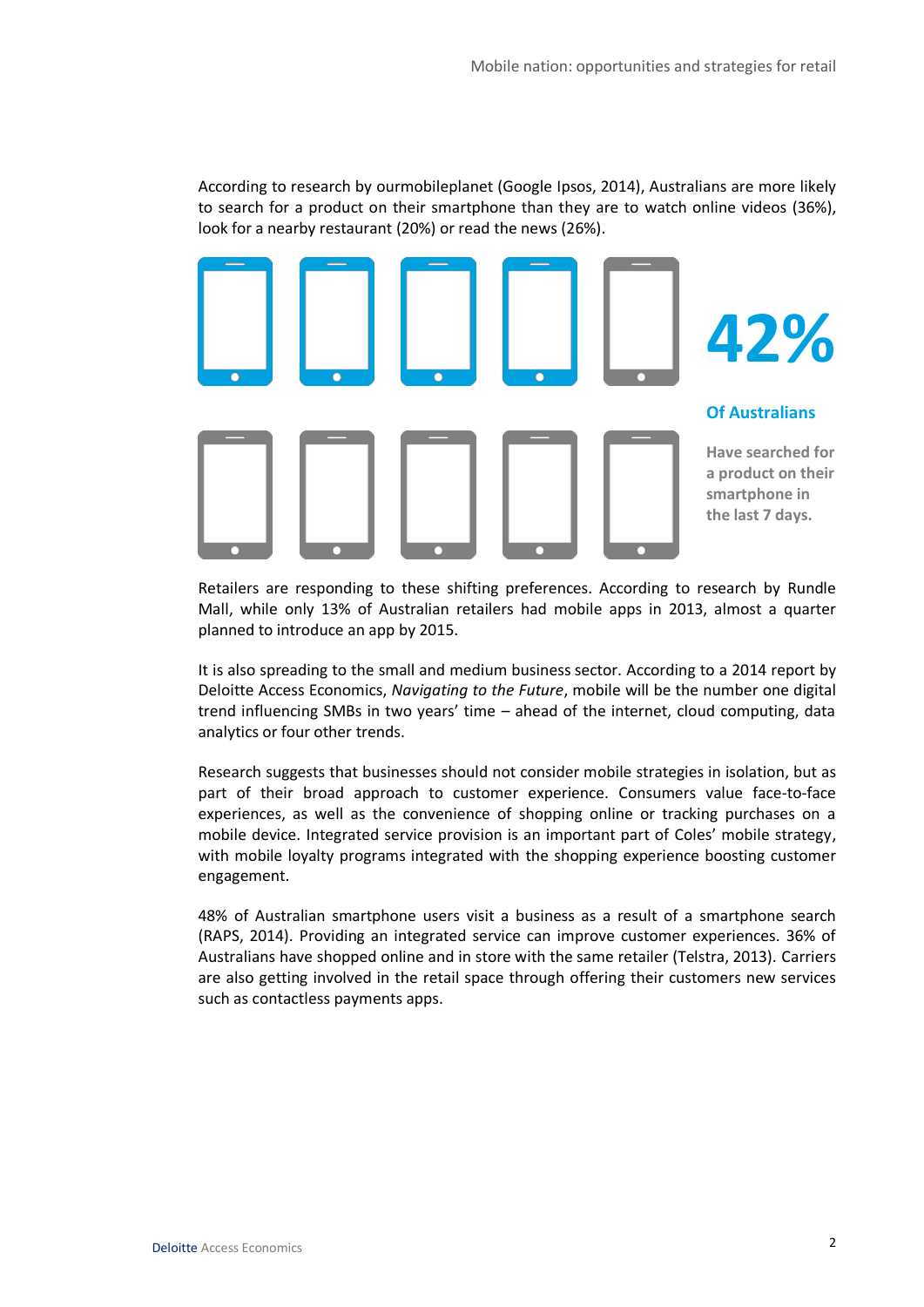According to research by ourmobileplanet (Google Ipsos, 2014), Australians are more likely to search for a product on their smartphone than they are to watch online videos (36%), look for a nearby restaurant (20%) or read the news (26%).

**42%**

**Of Australians**

**Have searched for a product on their smartphone in the last 7 days.**

Retailers are responding to these shifting preferences. According to research by Rundle Mall, while only 13% of Australian retailers had mobile apps in 2013, almost a quarter planned to introduce an app by 2015.

It is also spreading to the small and medium business sector. According to a 2014 report by Deloitte Access Economics, *Navigating to the Future*, mobile will be the number one digital trend influencing SMBs in two years' time – ahead of the internet, cloud computing, data analytics or four other trends.

Research suggests that businesses should not consider mobile strategies in isolation, but as part of their broad approach to customer experience. Consumers value face-to-face experiences, as well as the convenience of shopping online or tracking purchases on a mobile device. Integrated service provision is an important part of Coles' mobile strategy, with mobile loyalty programs integrated with the shopping experience boosting customer engagement.

48% of Australian smartphone users visit a business as a result of a smartphone search (RAPS, 2014). Providing an integrated service can improve customer experiences. 36% of Australians have shopped online and in store with the same retailer (Telstra, 2013). Carriers are also getting involved in the retail space through offering their customers new services such as contactless payments apps.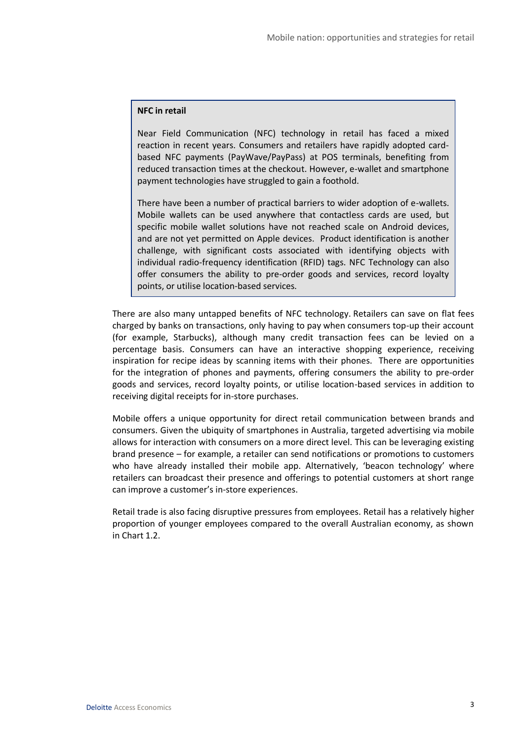**NFC in retail**

Near Field Communication (NFC) technology in retail has faced a mixed reaction in recent years. Consumers and retailers have rapidly adopted card-based NFC payments (PayWave/PayPass) at POS terminals, benefiting from reduced transaction times at the checkout. However, e-wallet and smartphone payment technologies have struggled to gain a foothold.

There have been a number of practical barriers to wider adoption of e-wallets. Mobile wallets can be used anywhere that contactless cards are used, but specific mobile wallet solutions have not reached scale on Android devices, and are not yet permitted on Apple devices. Product identification is another challenge, with significant costs associated with identifying objects with individual radio-frequency identification (RFID) tags. NFC Technology can also offer consumers the ability to pre-order goods and services, record loyalty points, or utilise location-based services.

There are also many untapped benefits of NFC technology. Retailers can save on flat fees charged by banks on transactions, only having to pay when consumers top-up their account (for example, Starbucks), although many credit transaction fees can be levied on a percentage basis. Consumers can have an interactive shopping experience, receiving inspiration for recipe ideas by scanning items with their phones. There are opportunities for the integration of phones and payments, offering consumers the ability to pre-order goods and services, record loyalty points, or utilise location-based services in addition to receiving digital receipts for in-store purchases.

Mobile offers a unique opportunity for direct retail communication between brands and consumers. Given the ubiquity of smartphones in Australia, targeted advertising via mobile allows for interaction with consumers on a more direct level. This can be leveraging existing brand presence – for example, a retailer can send notifications or promotions to customers who have already installed their mobile app. Alternatively, 'beacon technology' where retailers can broadcast their presence and offerings to potential customers at short range can improve a customer's in-store experiences.

Retail trade is also facing disruptive pressures from employees. Retail has a relatively higher proportion of younger employees compared to the overall Australian economy, as shown in Chart 1.2.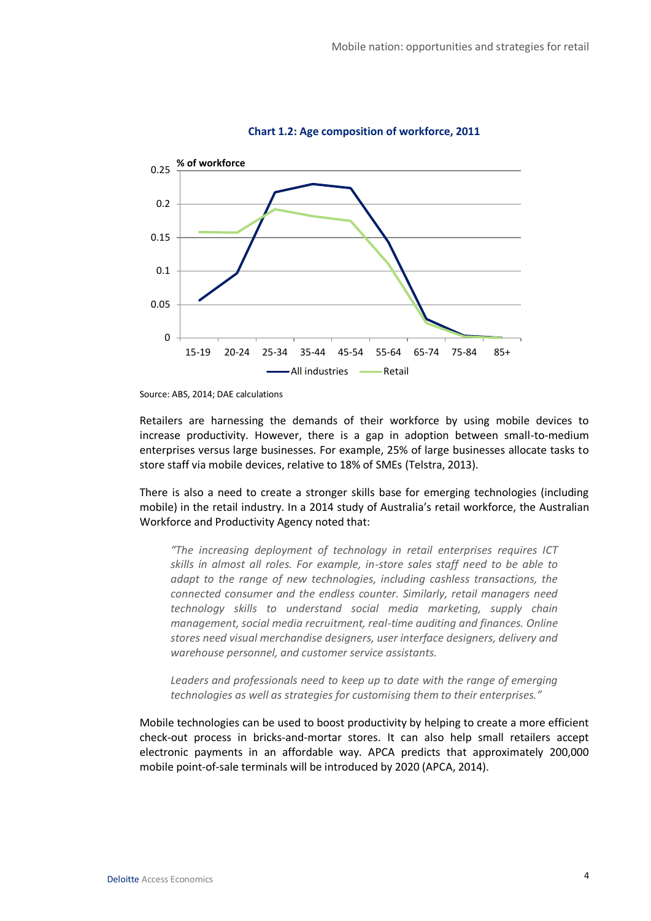**Chart 1.2: Age composition of workforce, 2011**

Source: ABS, 2014; DAE calculations

Retailers are harnessing the demands of their workforce by using mobile devices to increase productivity. However, there is a gap in adoption between small-to-medium enterprises versus large businesses. For example, 25% of large businesses allocate tasks to store staff via mobile devices, relative to 18% of SMEs (Telstra, 2013).

There is also a need to create a stronger skills base for emerging technologies (including mobile) in the retail industry. In a 2014 study of Australia's retail workforce, the Australian Workforce and Productivity Agency noted that:

> *"The increasing deployment of technology in retail enterprises requires ICT skills in almost all roles. For example, in-store sales staff need to be able to adapt to the range of new technologies, including cashless transactions, the connected consumer and the endless counter. Similarly, retail managers need technology skills to understand social media marketing, supply chain management, social media recruitment, real-time auditing and finances. Online stores need visual merchandise designers, user interface designers, delivery and warehouse personnel, and customer service assistants.*
>
> *Leaders and professionals need to keep up to date with the range of emerging technologies as well as strategies for customising them to their enterprises."*

Mobile technologies can be used to boost productivity by helping to create a more efficient check-out process in bricks-and-mortar stores. It can also help small retailers accept electronic payments in an affordable way. APCA predicts that approximately 200,000 mobile point-of-sale terminals will be introduced by 2020 (APCA, 2014).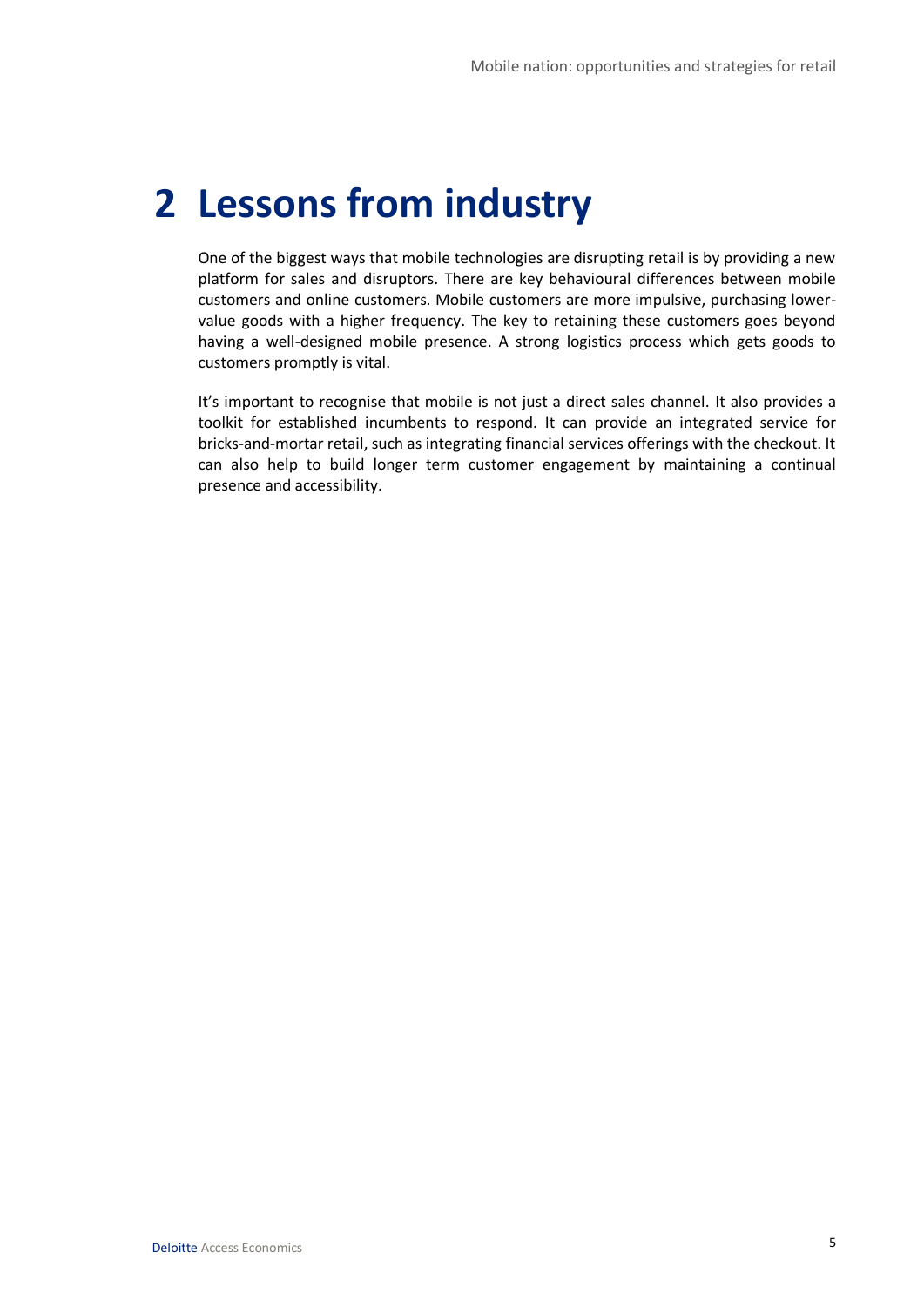# 2 Lessons from industry

One of the biggest ways that mobile technologies are disrupting retail is by providing a new platform for sales and disruptors. There are key behavioural differences between mobile customers and online customers. Mobile customers are more impulsive, purchasing lower-value goods with a higher frequency. The key to retaining these customers goes beyond having a well-designed mobile presence. A strong logistics process which gets goods to customers promptly is vital.

It's important to recognise that mobile is not just a direct sales channel. It also provides a toolkit for established incumbents to respond. It can provide an integrated service for bricks-and-mortar retail, such as integrating financial services offerings with the checkout. It can also help to build longer term customer engagement by maintaining a continual presence and accessibility.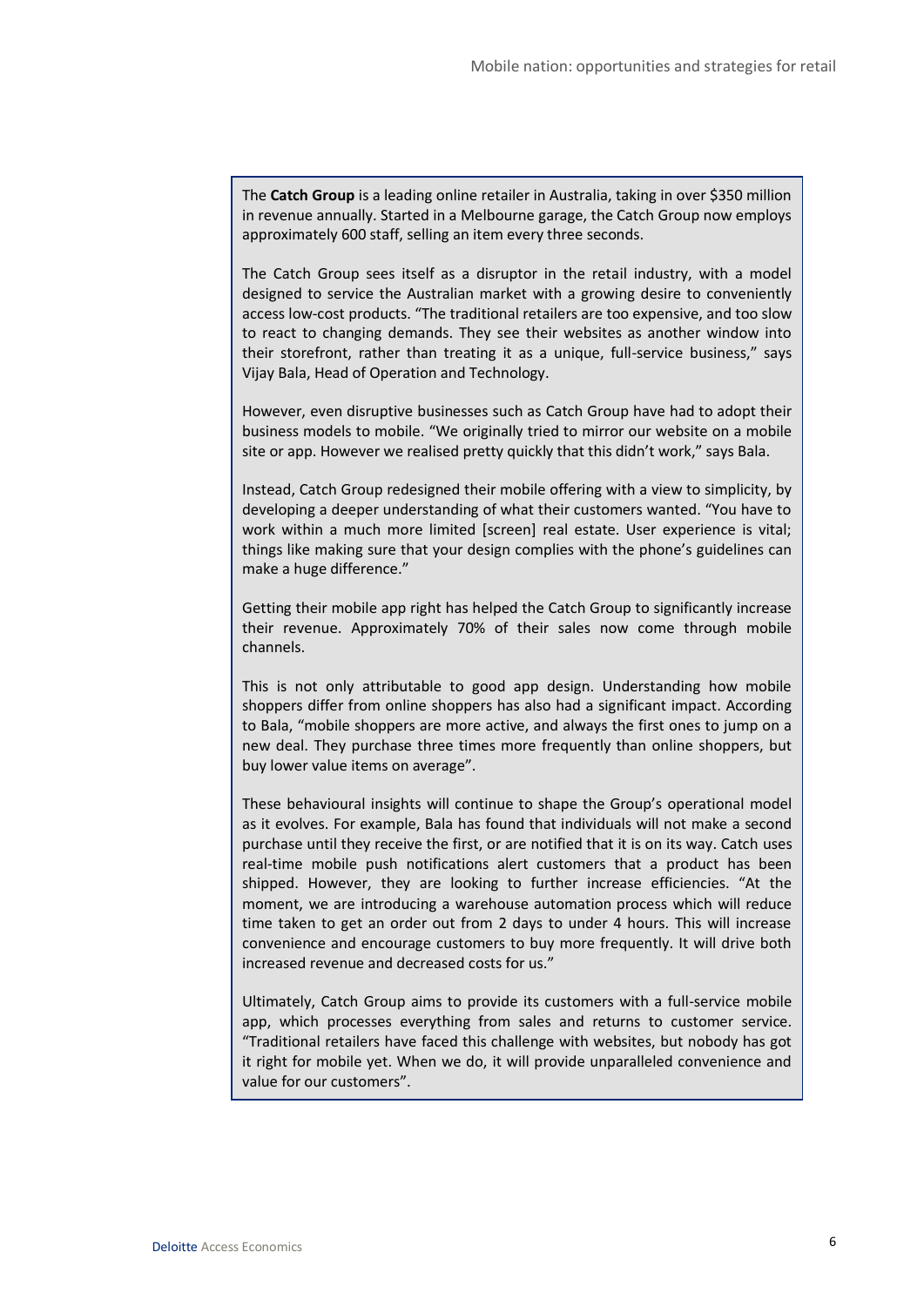The **Catch Group** is a leading online retailer in Australia, taking in over $350 million in revenue annually. Started in a Melbourne garage, the Catch Group now employs approximately 600 staff, selling an item every three seconds.

The Catch Group sees itself as a disruptor in the retail industry, with a model designed to service the Australian market with a growing desire to conveniently access low-cost products. "The traditional retailers are too expensive, and too slow to react to changing demands. They see their websites as another window into their storefront, rather than treating it as a unique, full-service business," says Vijay Bala, Head of Operation and Technology.

However, even disruptive businesses such as Catch Group have had to adopt their business models to mobile. "We originally tried to mirror our website on a mobile site or app. However we realised pretty quickly that this didn't work," says Bala.

Instead, Catch Group redesigned their mobile offering with a view to simplicity, by developing a deeper understanding of what their customers wanted. "You have to work within a much more limited [screen] real estate. User experience is vital; things like making sure that your design complies with the phone's guidelines can make a huge difference."

Getting their mobile app right has helped the Catch Group to significantly increase their revenue. Approximately 70% of their sales now come through mobile channels.

This is not only attributable to good app design. Understanding how mobile shoppers differ from online shoppers has also had a significant impact. According to Bala, "mobile shoppers are more active, and always the first ones to jump on a new deal. They purchase three times more frequently than online shoppers, but buy lower value items on average".

These behavioural insights will continue to shape the Group's operational model as it evolves. For example, Bala has found that individuals will not make a second purchase until they receive the first, or are notified that it is on its way. Catch uses real-time mobile push notifications alert customers that a product has been shipped. However, they are looking to further increase efficiencies. "At the moment, we are introducing a warehouse automation process which will reduce time taken to get an order out from 2 days to under 4 hours. This will increase convenience and encourage customers to buy more frequently. It will drive both increased revenue and decreased costs for us."

Ultimately, Catch Group aims to provide its customers with a full-service mobile app, which processes everything from sales and returns to customer service. "Traditional retailers have faced this challenge with websites, but nobody has got it right for mobile yet. When we do, it will provide unparalleled convenience and value for our customers".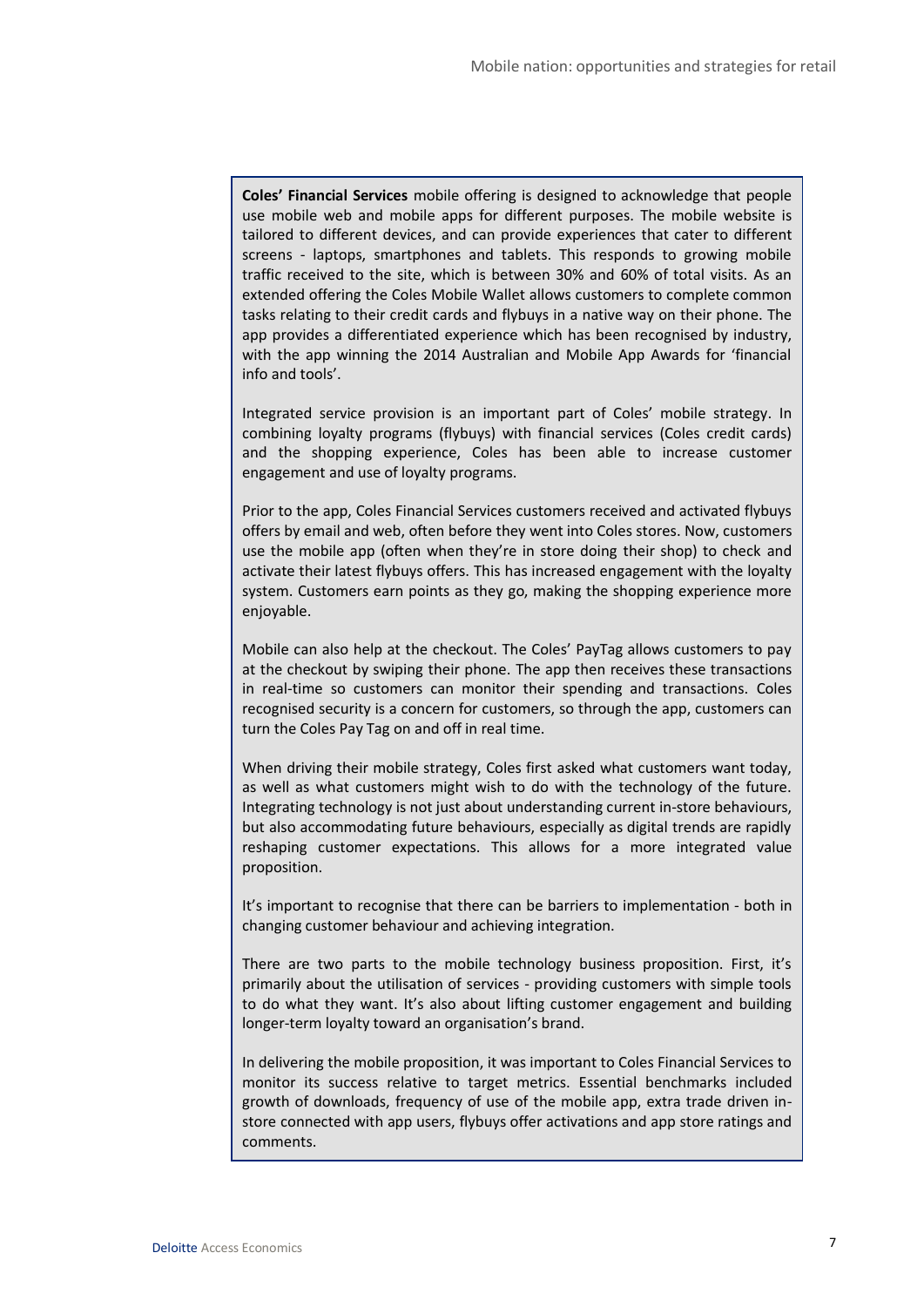**Coles' Financial Services** mobile offering is designed to acknowledge that people use mobile web and mobile apps for different purposes. The mobile website is tailored to different devices, and can provide experiences that cater to different screens - laptops, smartphones and tablets. This responds to growing mobile traffic received to the site, which is between 30% and 60% of total visits. As an extended offering the Coles Mobile Wallet allows customers to complete common tasks relating to their credit cards and flybuys in a native way on their phone. The app provides a differentiated experience which has been recognised by industry, with the app winning the 2014 Australian and Mobile App Awards for 'financial info and tools'.

Integrated service provision is an important part of Coles' mobile strategy. In combining loyalty programs (flybuys) with financial services (Coles credit cards) and the shopping experience, Coles has been able to increase customer engagement and use of loyalty programs.

Prior to the app, Coles Financial Services customers received and activated flybuys offers by email and web, often before they went into Coles stores. Now, customers use the mobile app (often when they're in store doing their shop) to check and activate their latest flybuys offers. This has increased engagement with the loyalty system. Customers earn points as they go, making the shopping experience more enjoyable.

Mobile can also help at the checkout. The Coles' PayTag allows customers to pay at the checkout by swiping their phone. The app then receives these transactions in real-time so customers can monitor their spending and transactions. Coles recognised security is a concern for customers, so through the app, customers can turn the Coles Pay Tag on and off in real time.

When driving their mobile strategy, Coles first asked what customers want today, as well as what customers might wish to do with the technology of the future. Integrating technology is not just about understanding current in-store behaviours, but also accommodating future behaviours, especially as digital trends are rapidly reshaping customer expectations. This allows for a more integrated value proposition.

It's important to recognise that there can be barriers to implementation - both in changing customer behaviour and achieving integration.

There are two parts to the mobile technology business proposition. First, it's primarily about the utilisation of services - providing customers with simple tools to do what they want. It's also about lifting customer engagement and building longer-term loyalty toward an organisation's brand.

In delivering the mobile proposition, it was important to Coles Financial Services to monitor its success relative to target metrics. Essential benchmarks included growth of downloads, frequency of use of the mobile app, extra trade driven in-store connected with app users, flybuys offer activations and app store ratings and comments.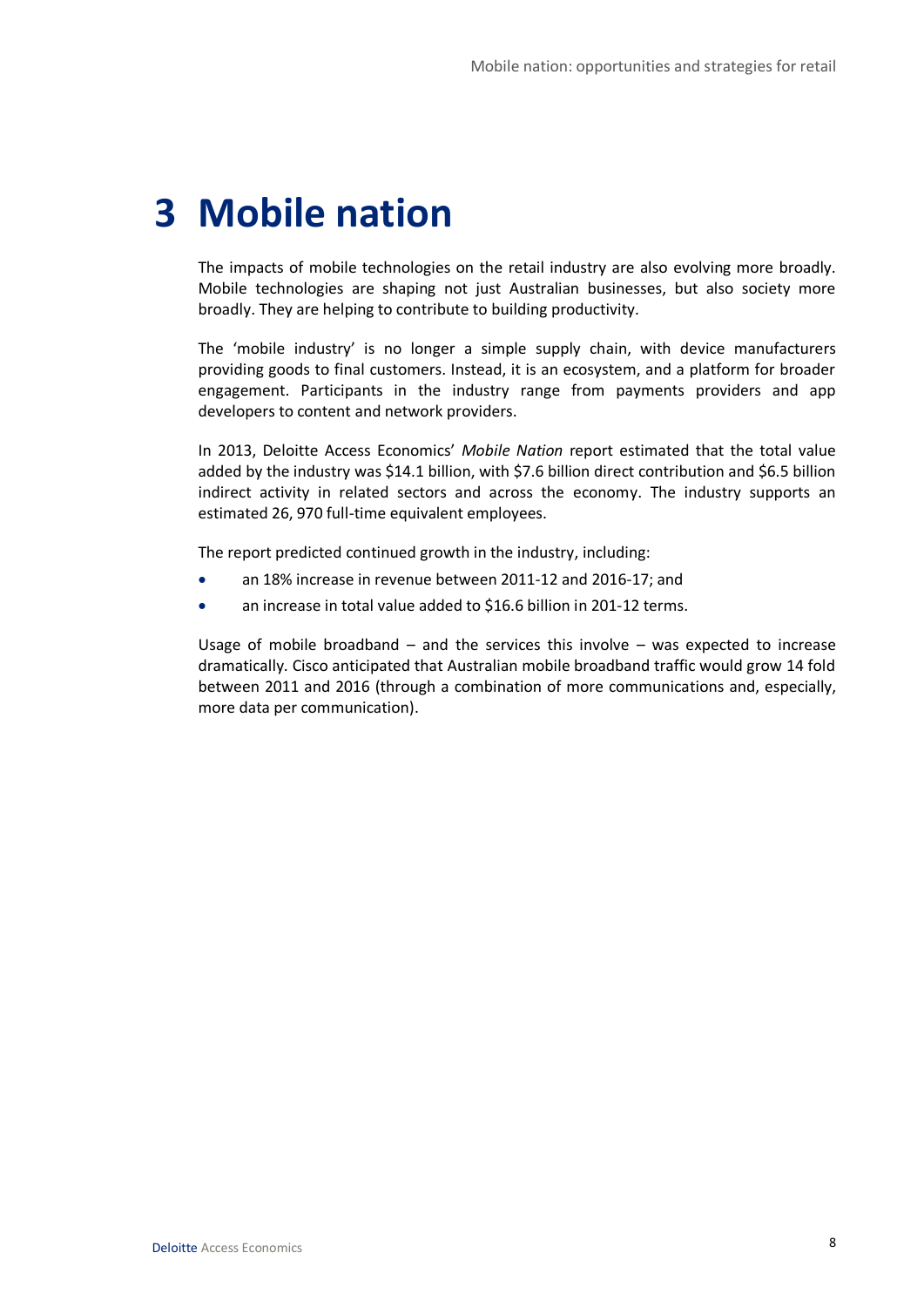# 3 Mobile nation

The impacts of mobile technologies on the retail industry are also evolving more broadly. Mobile technologies are shaping not just Australian businesses, but also society more broadly. They are helping to contribute to building productivity.

The 'mobile industry' is no longer a simple supply chain, with device manufacturers providing goods to final customers. Instead, it is an ecosystem, and a platform for broader engagement. Participants in the industry range from payments providers and app developers to content and network providers.

In 2013, Deloitte Access Economics' *Mobile Nation* report estimated that the total value added by the industry was $14.1 billion, with $7.6 billion direct contribution and $6.5 billion indirect activity in related sectors and across the economy. The industry supports an estimated 26, 970 full-time equivalent employees.

The report predicted continued growth in the industry, including:

- an 18% increase in revenue between 2011-12 and 2016-17; and
- an increase in total value added to $16.6 billion in 201-12 terms.

Usage of mobile broadband – and the services this involve – was expected to increase dramatically. Cisco anticipated that Australian mobile broadband traffic would grow 14 fold between 2011 and 2016 (through a combination of more communications and, especially, more data per communication).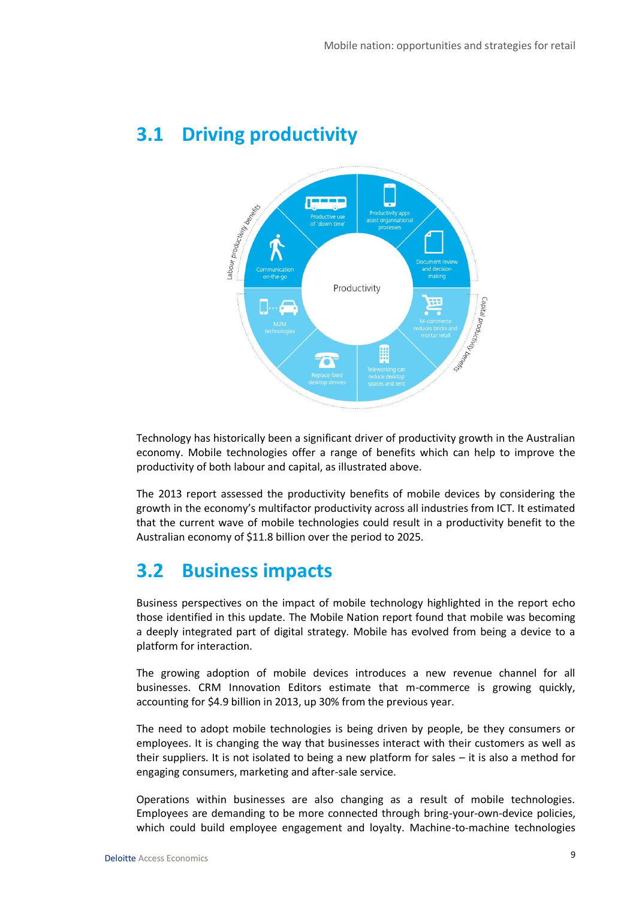## 3.1 Driving productivity

Labour productivity benefits

Productive use of 'down time'

Productivity apps assist organisational processes

Communication on-the-go

Document review and decision making

Productivity

M2M technologies

M-commerce reduces bricks and mortar retail

Replace fixed desktop devices

Teleworking can reduce desktop spaces and rent

Capital productivity benefits

Technology has historically been a significant driver of productivity growth in the Australian economy. Mobile technologies offer a range of benefits which can help to improve the productivity of both labour and capital, as illustrated above.

The 2013 report assessed the productivity benefits of mobile devices by considering the growth in the economy's multifactor productivity across all industries from ICT. It estimated that the current wave of mobile technologies could result in a productivity benefit to the Australian economy of $11.8 billion over the period to 2025.

## 3.2 Business impacts

Business perspectives on the impact of mobile technology highlighted in the report echo those identified in this update. The Mobile Nation report found that mobile was becoming a deeply integrated part of digital strategy. Mobile has evolved from being a device to a platform for interaction.

The growing adoption of mobile devices introduces a new revenue channel for all businesses. CRM Innovation Editors estimate that m-commerce is growing quickly, accounting for $4.9 billion in 2013, up 30% from the previous year.

The need to adopt mobile technologies is being driven by people, be they consumers or employees. It is changing the way that businesses interact with their customers as well as their suppliers. It is not isolated to being a new platform for sales – it is also a method for engaging consumers, marketing and after-sale service.

Operations within businesses are also changing as a result of mobile technologies. Employees are demanding to be more connected through bring-your-own-device policies, which could build employee engagement and loyalty. Machine-to-machine technologies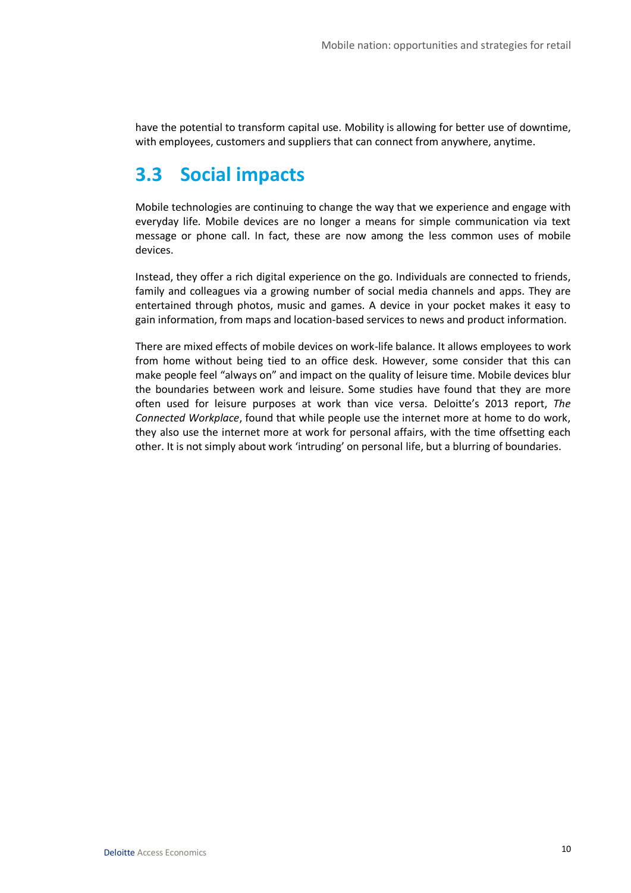have the potential to transform capital use. Mobility is allowing for better use of downtime, with employees, customers and suppliers that can connect from anywhere, anytime.

## 3.3 Social impacts

Mobile technologies are continuing to change the way that we experience and engage with everyday life. Mobile devices are no longer a means for simple communication via text message or phone call. In fact, these are now among the less common uses of mobile devices.

Instead, they offer a rich digital experience on the go. Individuals are connected to friends, family and colleagues via a growing number of social media channels and apps. They are entertained through photos, music and games. A device in your pocket makes it easy to gain information, from maps and location-based services to news and product information.

There are mixed effects of mobile devices on work-life balance. It allows employees to work from home without being tied to an office desk. However, some consider that this can make people feel "always on" and impact on the quality of leisure time. Mobile devices blur the boundaries between work and leisure. Some studies have found that they are more often used for leisure purposes at work than vice versa. Deloitte's 2013 report, *The Connected Workplace*, found that while people use the internet more at home to do work, they also use the internet more at work for personal affairs, with the time offsetting each other. It is not simply about work 'intruding' on personal life, but a blurring of boundaries.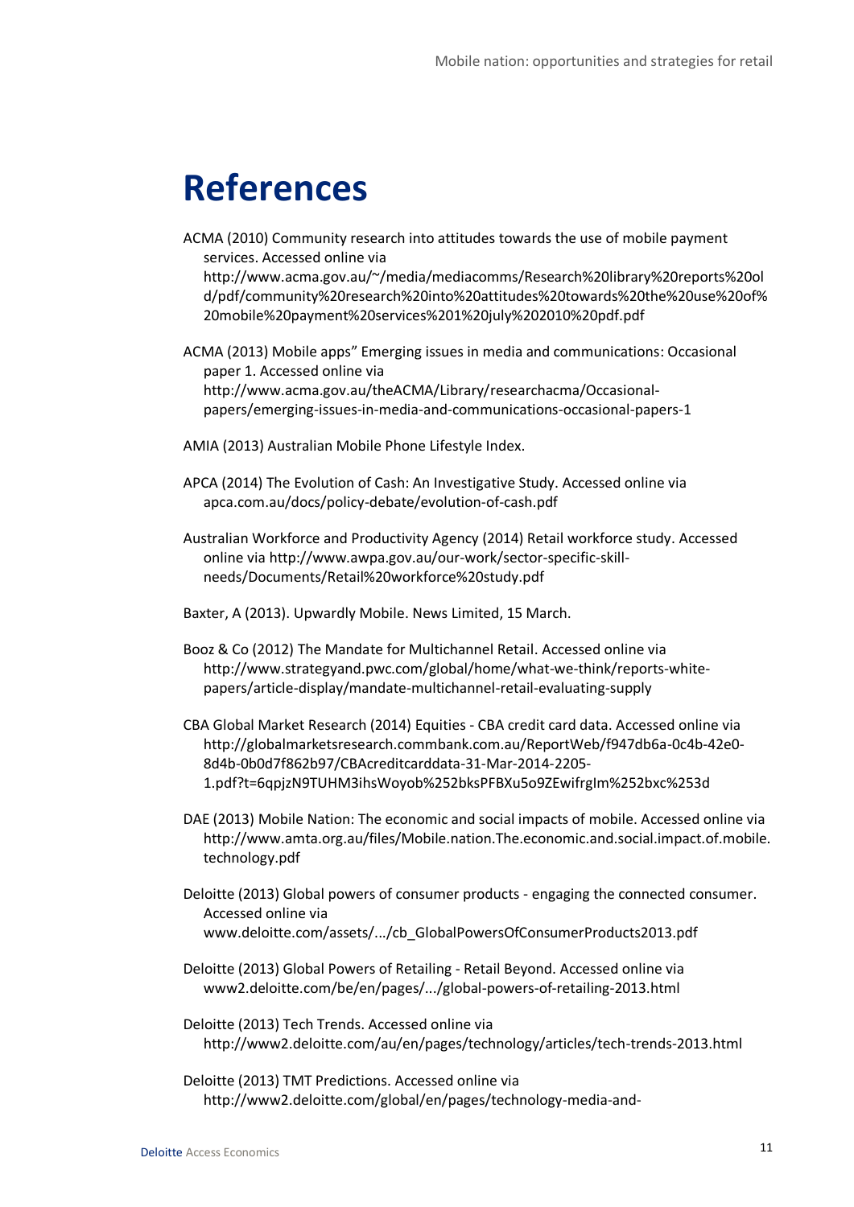# References

ACMA (2010) Community research into attitudes towards the use of mobile payment services. Accessed online via http://www.acma.gov.au/~/media/mediacomms/Research%20library%20reports%20old/pdf/community%20research%20into%20attitudes%20towards%20the%20use%20of%20mobile%20payment%20services%201%20july%202010%20pdf.pdf

ACMA (2013) Mobile apps" Emerging issues in media and communications: Occasional paper 1. Accessed online via http://www.acma.gov.au/theACMA/Library/researchacma/Occasional-papers/emerging-issues-in-media-and-communications-occasional-papers-1

AMIA (2013) Australian Mobile Phone Lifestyle Index.

APCA (2014) The Evolution of Cash: An Investigative Study. Accessed online via apca.com.au/docs/policy-debate/evolution-of-cash.pdf

Australian Workforce and Productivity Agency (2014) Retail workforce study. Accessed online via http://www.awpa.gov.au/our-work/sector-specific-skill-needs/Documents/Retail%20workforce%20study.pdf

Baxter, A (2013). Upwardly Mobile. News Limited, 15 March.

Booz & Co (2012) The Mandate for Multichannel Retail. Accessed online via http://www.strategyand.pwc.com/global/home/what-we-think/reports-white-papers/article-display/mandate-multichannel-retail-evaluating-supply

CBA Global Market Research (2014) Equities - CBA credit card data. Accessed online via http://globalmarketsresearch.commbank.com.au/ReportWeb/f947db6a-0c4b-42e0-8d4b-0b0d7f862b97/CBAcreditcarddata-31-Mar-2014-2205-1.pdf?t=6qpjzN9TUHM3ihsWoyob%252bksPFBXu5o9ZEwifrgIm%252bxc%253d

DAE (2013) Mobile Nation: The economic and social impacts of mobile. Accessed online via http://www.amta.org.au/files/Mobile.nation.The.economic.and.social.impact.of.mobile.technology.pdf

Deloitte (2013) Global powers of consumer products - engaging the connected consumer. Accessed online via www.deloitte.com/assets/.../cb_GlobalPowersOfConsumerProducts2013.pdf

Deloitte (2013) Global Powers of Retailing - Retail Beyond. Accessed online via www2.deloitte.com/be/en/pages/.../global-powers-of-retailing-2013.html

Deloitte (2013) Tech Trends. Accessed online via http://www2.deloitte.com/au/en/pages/technology/articles/tech-trends-2013.html

Deloitte (2013) TMT Predictions. Accessed online via http://www2.deloitte.com/global/en/pages/technology-media-and-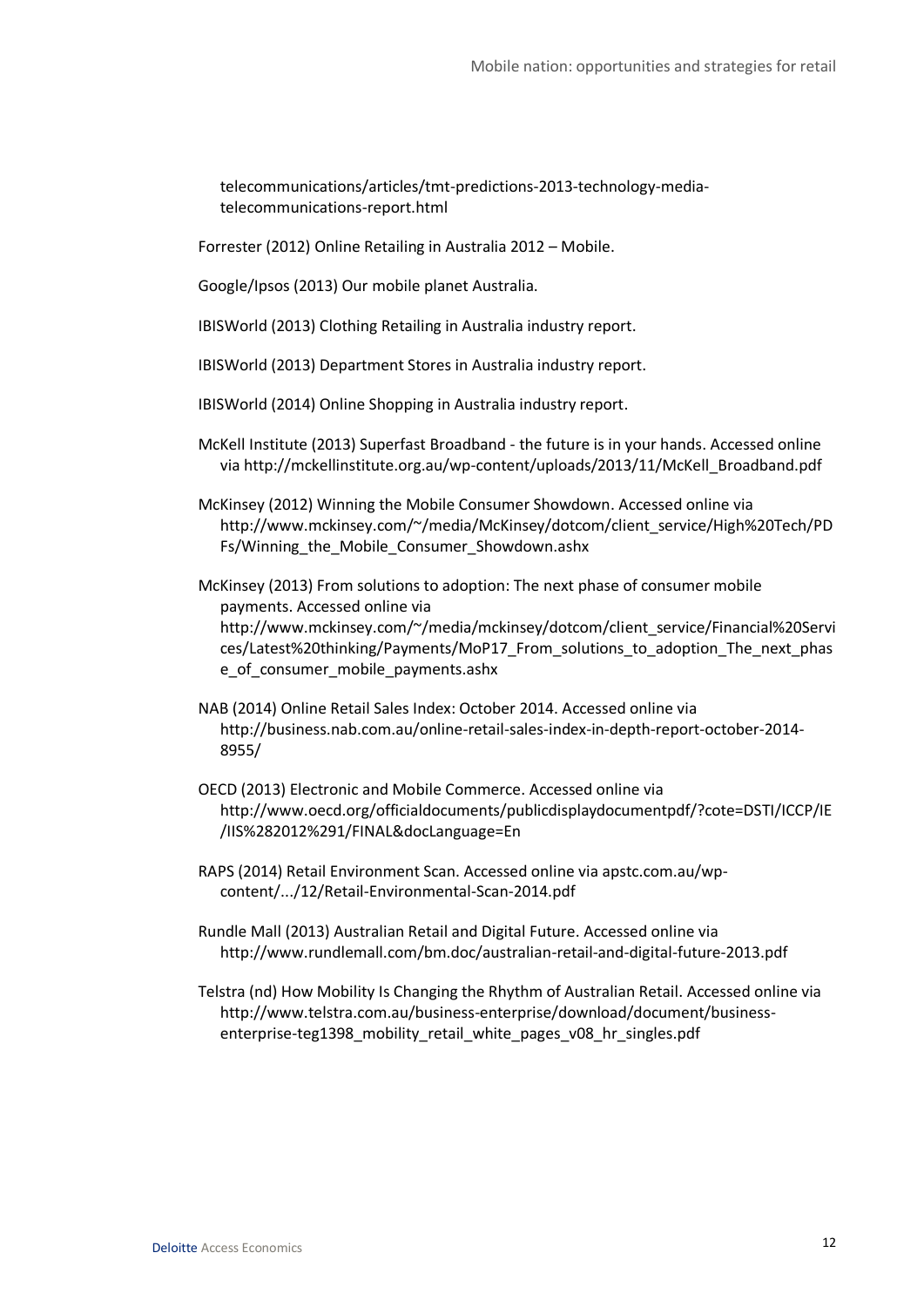telecommunications/articles/tmt-predictions-2013-technology-media-telecommunications-report.html

Forrester (2012) Online Retailing in Australia 2012 – Mobile.

Google/Ipsos (2013) Our mobile planet Australia.

IBISWorld (2013) Clothing Retailing in Australia industry report.

IBISWorld (2013) Department Stores in Australia industry report.

IBISWorld (2014) Online Shopping in Australia industry report.

McKell Institute (2013) Superfast Broadband - the future is in your hands. Accessed online via http://mckellinstitute.org.au/wp-content/uploads/2013/11/McKell_Broadband.pdf

McKinsey (2012) Winning the Mobile Consumer Showdown. Accessed online via http://www.mckinsey.com/~/media/McKinsey/dotcom/client_service/High%20Tech/PDFs/Winning_the_Mobile_Consumer_Showdown.ashx

McKinsey (2013) From solutions to adoption: The next phase of consumer mobile payments. Accessed online via http://www.mckinsey.com/~/media/mckinsey/dotcom/client_service/Financial%20Services/Latest%20thinking/Payments/MoP17_From_solutions_to_adoption_The_next_phase_of_consumer_mobile_payments.ashx

NAB (2014) Online Retail Sales Index: October 2014. Accessed online via http://business.nab.com.au/online-retail-sales-index-in-depth-report-october-2014-8955/

OECD (2013) Electronic and Mobile Commerce. Accessed online via http://www.oecd.org/officialdocuments/publicdisplaydocumentpdf/?cote=DSTI/ICCP/IE/IIS%282012%291/FINAL&docLanguage=En

RAPS (2014) Retail Environment Scan. Accessed online via apstc.com.au/wp-content/.../12/Retail-Environmental-Scan-2014.pdf

Rundle Mall (2013) Australian Retail and Digital Future. Accessed online via http://www.rundlemall.com/bm.doc/australian-retail-and-digital-future-2013.pdf

Telstra (nd) How Mobility Is Changing the Rhythm of Australian Retail. Accessed online via http://www.telstra.com.au/business-enterprise/download/document/business-enterprise-teg1398_mobility_retail_white_pages_v08_hr_singles.pdf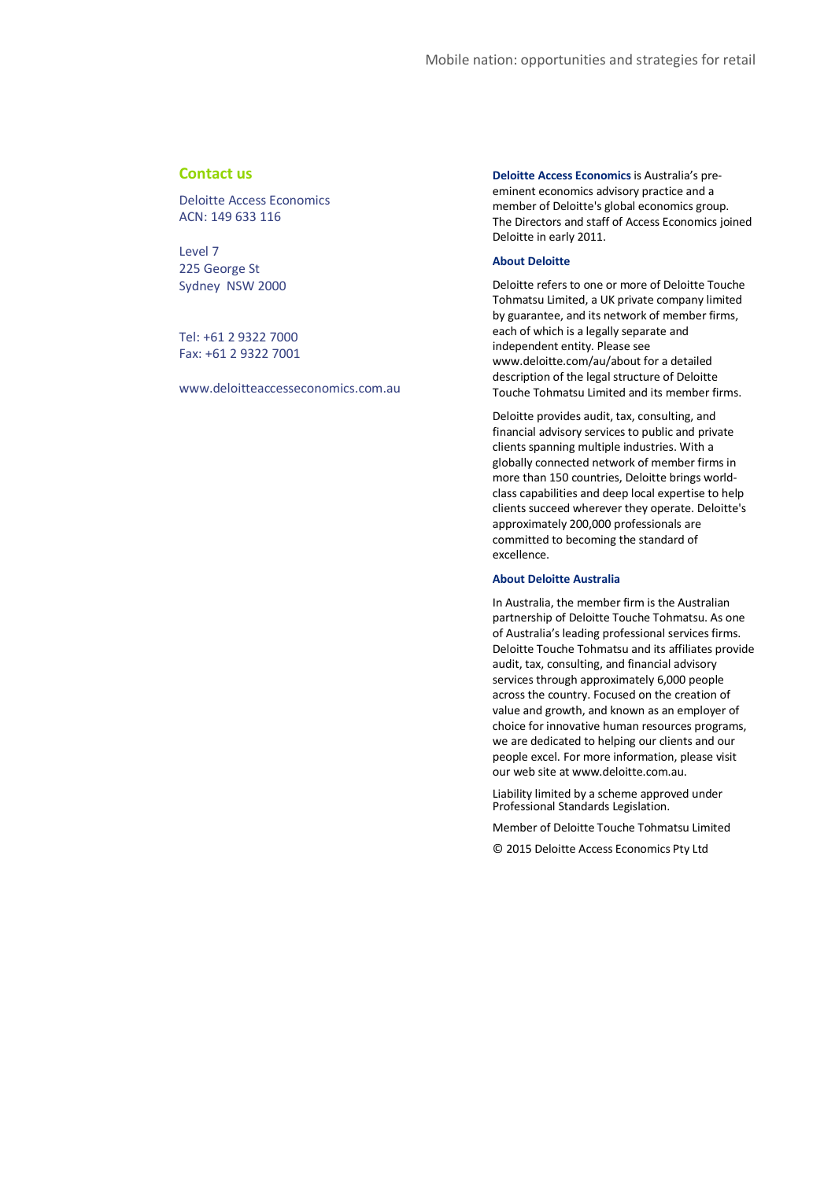## Contact us

Deloitte Access Economics
ACN: 149 633 116

Level 7
225 George St
Sydney NSW 2000

Tel: +61 2 9322 7000
Fax: +61 2 9322 7001

www.deloitteaccesseconomics.com.au

**Deloitte Access Economics** is Australia's pre-eminent economics advisory practice and a member of Deloitte's global economics group. The Directors and staff of Access Economics joined Deloitte in early 2011.

### About Deloitte

Deloitte refers to one or more of Deloitte Touche Tohmatsu Limited, a UK private company limited by guarantee, and its network of member firms, each of which is a legally separate and independent entity. Please see www.deloitte.com/au/about for a detailed description of the legal structure of Deloitte Touche Tohmatsu Limited and its member firms.

Deloitte provides audit, tax, consulting, and financial advisory services to public and private clients spanning multiple industries. With a globally connected network of member firms in more than 150 countries, Deloitte brings world-class capabilities and deep local expertise to help clients succeed wherever they operate. Deloitte's approximately 200,000 professionals are committed to becoming the standard of excellence.

### About Deloitte Australia

In Australia, the member firm is the Australian partnership of Deloitte Touche Tohmatsu. As one of Australia's leading professional services firms. Deloitte Touche Tohmatsu and its affiliates provide audit, tax, consulting, and financial advisory services through approximately 6,000 people across the country. Focused on the creation of value and growth, and known as an employer of choice for innovative human resources programs, we are dedicated to helping our clients and our people excel. For more information, please visit our web site at www.deloitte.com.au.

Liability limited by a scheme approved under Professional Standards Legislation.

Member of Deloitte Touche Tohmatsu Limited

© 2015 Deloitte Access Economics Pty Ltd